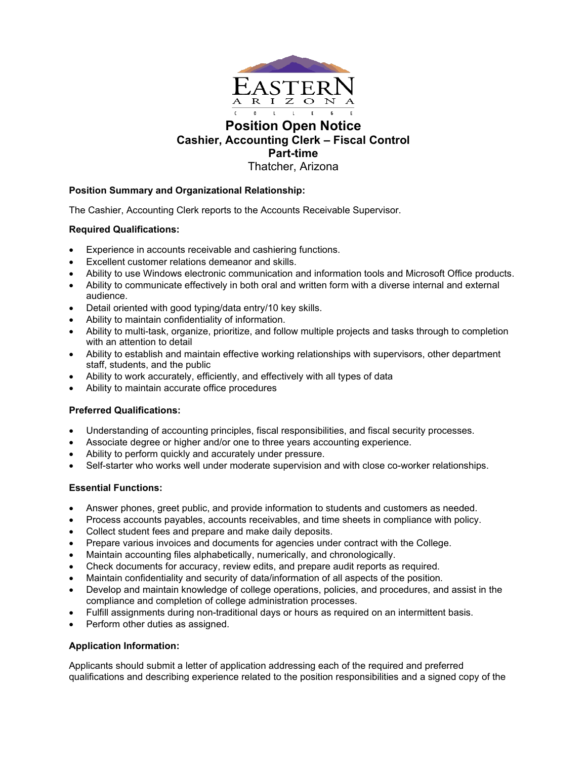EASTERN ARIZONA COLLEGE

# Position Open Notice

## Cashier, Accounting Clerk – Fiscal Control

## Part-time

Thatcher, Arizona

**Position Summary and Organizational Relationship:**

The Cashier, Accounting Clerk reports to the Accounts Receivable Supervisor.

**Required Qualifications:**

- Experience in accounts receivable and cashiering functions.
- Excellent customer relations demeanor and skills.
- Ability to use Windows electronic communication and information tools and Microsoft Office products.
- Ability to communicate effectively in both oral and written form with a diverse internal and external audience.
- Detail oriented with good typing/data entry/10 key skills.
- Ability to maintain confidentiality of information.
- Ability to multi-task, organize, prioritize, and follow multiple projects and tasks through to completion with an attention to detail
- Ability to establish and maintain effective working relationships with supervisors, other department staff, students, and the public
- Ability to work accurately, efficiently, and effectively with all types of data
- Ability to maintain accurate office procedures

**Preferred Qualifications:**

- Understanding of accounting principles, fiscal responsibilities, and fiscal security processes.
- Associate degree or higher and/or one to three years accounting experience.
- Ability to perform quickly and accurately under pressure.
- Self-starter who works well under moderate supervision and with close co-worker relationships.

**Essential Functions:**

- Answer phones, greet public, and provide information to students and customers as needed.
- Process accounts payables, accounts receivables, and time sheets in compliance with policy.
- Collect student fees and prepare and make daily deposits.
- Prepare various invoices and documents for agencies under contract with the College.
- Maintain accounting files alphabetically, numerically, and chronologically.
- Check documents for accuracy, review edits, and prepare audit reports as required.
- Maintain confidentiality and security of data/information of all aspects of the position.
- Develop and maintain knowledge of college operations, policies, and procedures, and assist in the compliance and completion of college administration processes.
- Fulfill assignments during non-traditional days or hours as required on an intermittent basis.
- Perform other duties as assigned.

**Application Information:**

Applicants should submit a letter of application addressing each of the required and preferred qualifications and describing experience related to the position responsibilities and a signed copy of the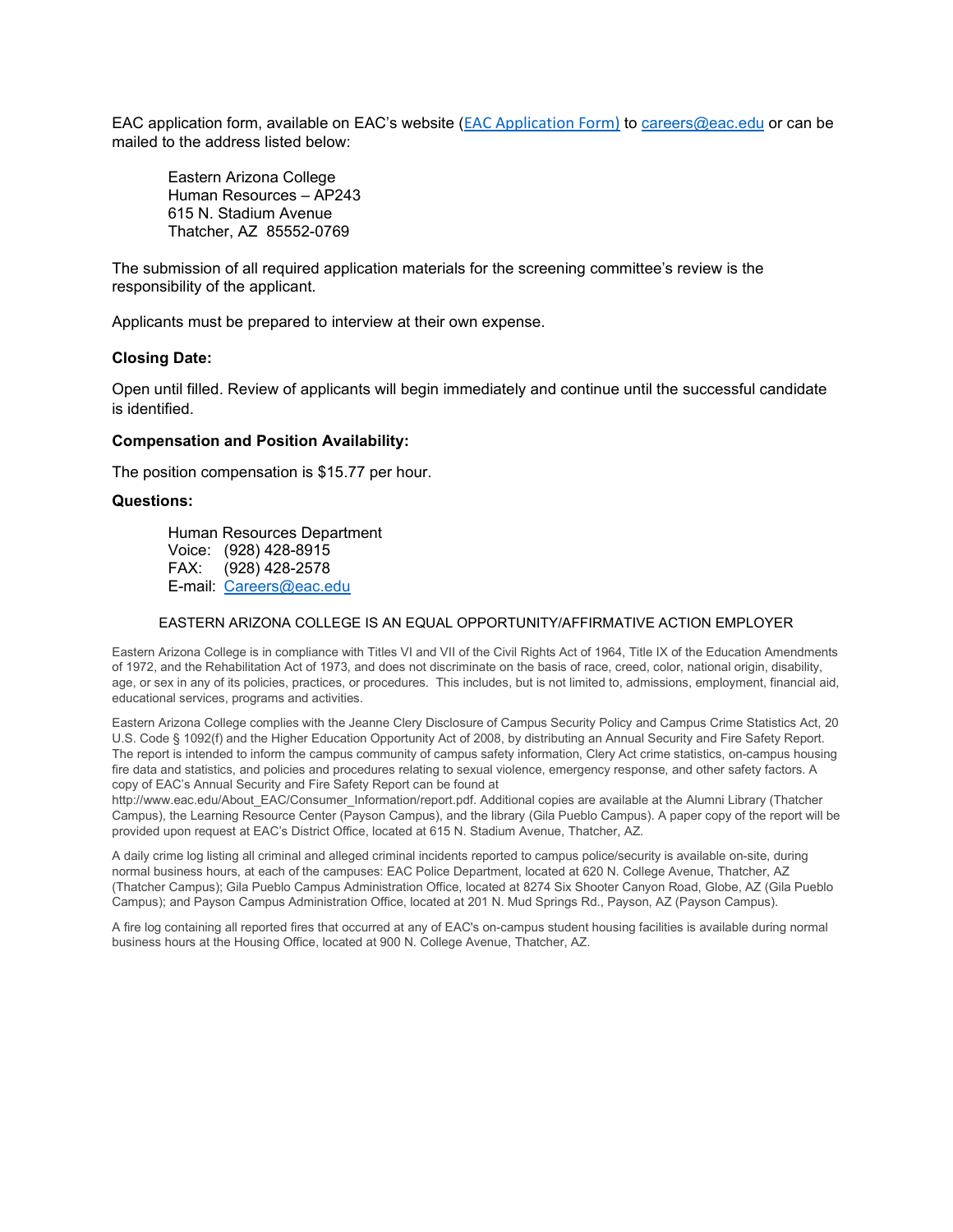EAC application form, available on EAC's website (EAC Application Form) to careers@eac.edu or can be mailed to the address listed below:

Eastern Arizona College
Human Resources – AP243
615 N. Stadium Avenue
Thatcher, AZ 85552-0769

The submission of all required application materials for the screening committee's review is the responsibility of the applicant.

Applicants must be prepared to interview at their own expense.

**Closing Date:**

Open until filled. Review of applicants will begin immediately and continue until the successful candidate is identified.

**Compensation and Position Availability:**

The position compensation is $15.77 per hour.

**Questions:**

Human Resources Department
Voice: (928) 428-8915
FAX: (928) 428-2578
E-mail: Careers@eac.edu

EASTERN ARIZONA COLLEGE IS AN EQUAL OPPORTUNITY/AFFIRMATIVE ACTION EMPLOYER

Eastern Arizona College is in compliance with Titles VI and VII of the Civil Rights Act of 1964, Title IX of the Education Amendments of 1972, and the Rehabilitation Act of 1973, and does not discriminate on the basis of race, creed, color, national origin, disability, age, or sex in any of its policies, practices, or procedures. This includes, but is not limited to, admissions, employment, financial aid, educational services, programs and activities.

Eastern Arizona College complies with the Jeanne Clery Disclosure of Campus Security Policy and Campus Crime Statistics Act, 20 U.S. Code § 1092(f) and the Higher Education Opportunity Act of 2008, by distributing an Annual Security and Fire Safety Report. The report is intended to inform the campus community of campus safety information, Clery Act crime statistics, on-campus housing fire data and statistics, and policies and procedures relating to sexual violence, emergency response, and other safety factors. A copy of EAC's Annual Security and Fire Safety Report can be found at http://www.eac.edu/About_EAC/Consumer_Information/report.pdf. Additional copies are available at the Alumni Library (Thatcher Campus), the Learning Resource Center (Payson Campus), and the library (Gila Pueblo Campus). A paper copy of the report will be provided upon request at EAC's District Office, located at 615 N. Stadium Avenue, Thatcher, AZ.

A daily crime log listing all criminal and alleged criminal incidents reported to campus police/security is available on-site, during normal business hours, at each of the campuses: EAC Police Department, located at 620 N. College Avenue, Thatcher, AZ (Thatcher Campus); Gila Pueblo Campus Administration Office, located at 8274 Six Shooter Canyon Road, Globe, AZ (Gila Pueblo Campus); and Payson Campus Administration Office, located at 201 N. Mud Springs Rd., Payson, AZ (Payson Campus).

A fire log containing all reported fires that occurred at any of EAC's on-campus student housing facilities is available during normal business hours at the Housing Office, located at 900 N. College Avenue, Thatcher, AZ.